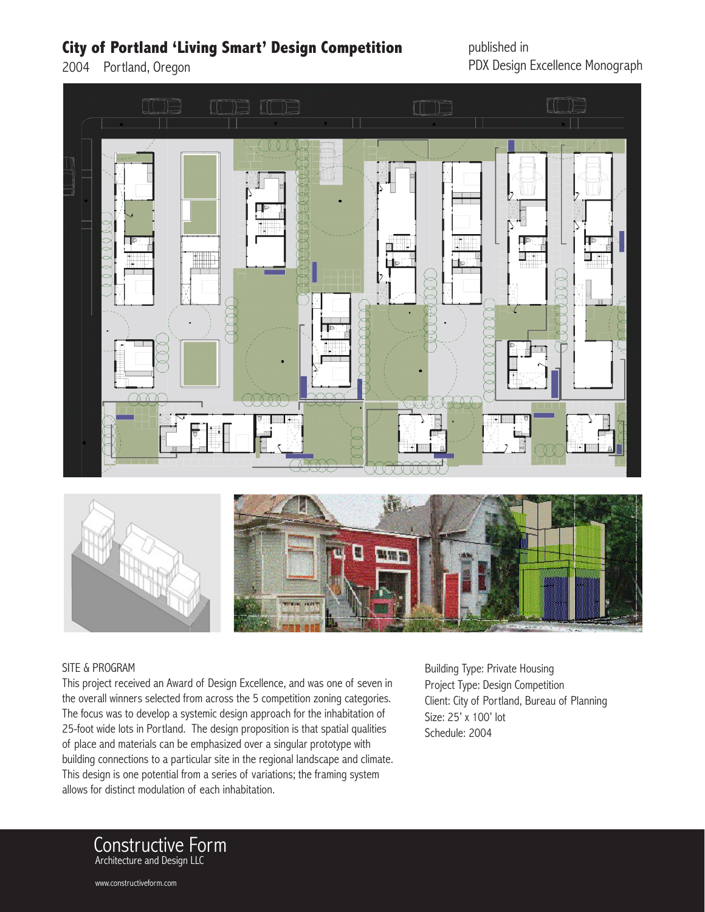# City of Portland 'Living Smart' Design Competition

2004 Portland, Oregon

published in
PDX Design Excellence Monograph

SITE & PROGRAM

This project received an Award of Design Excellence, and was one of seven in the overall winners selected from across the 5 competition zoning categories. The focus was to develop a systemic design approach for the inhabitation of 25-foot wide lots in Portland. The design proposition is that spatial qualities of place and materials can be emphasized over a singular prototype with building connections to a particular site in the regional landscape and climate. This design is one potential from a series of variations; the framing system allows for distinct modulation of each inhabitation.

Building Type: Private Housing
Project Type: Design Competition
Client: City of Portland, Bureau of Planning
Size: 25' x 100' lot
Schedule: 2004

Constructive Form
Architecture and Design LLC

www.constructiveform.com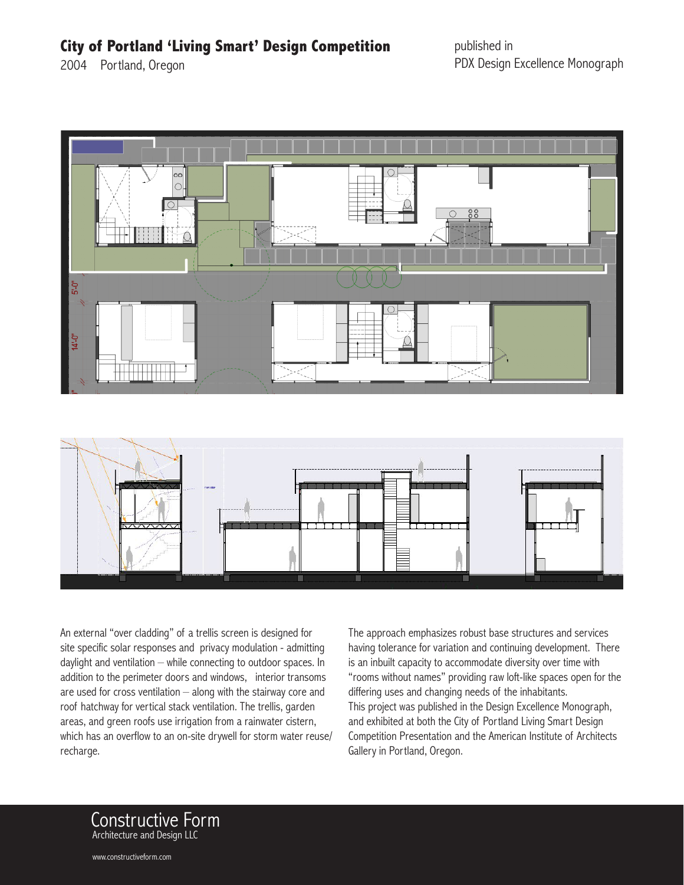# City of Portland 'Living Smart' Design Competition

2004 Portland, Oregon

published in
PDX Design Excellence Monograph

5'-0"

14'-0"

An external "over cladding" of a trellis screen is designed for site specific solar responses and privacy modulation - admitting daylight and ventilation – while connecting to outdoor spaces. In addition to the perimeter doors and windows, interior transoms are used for cross ventilation – along with the stairway core and roof hatchway for vertical stack ventilation. The trellis, garden areas, and green roofs use irrigation from a rainwater cistern, which has an overflow to an on-site drywell for storm water reuse/ recharge.

The approach emphasizes robust base structures and services having tolerance for variation and continuing development. There is an inbuilt capacity to accommodate diversity over time with "rooms without names" providing raw loft-like spaces open for the differing uses and changing needs of the inhabitants.
This project was published in the Design Excellence Monograph, and exhibited at both the City of Portland Living Smart Design Competition Presentation and the American Institute of Architects Gallery in Portland, Oregon.

Constructive Form
Architecture and Design LLC

www.constructiveform.com